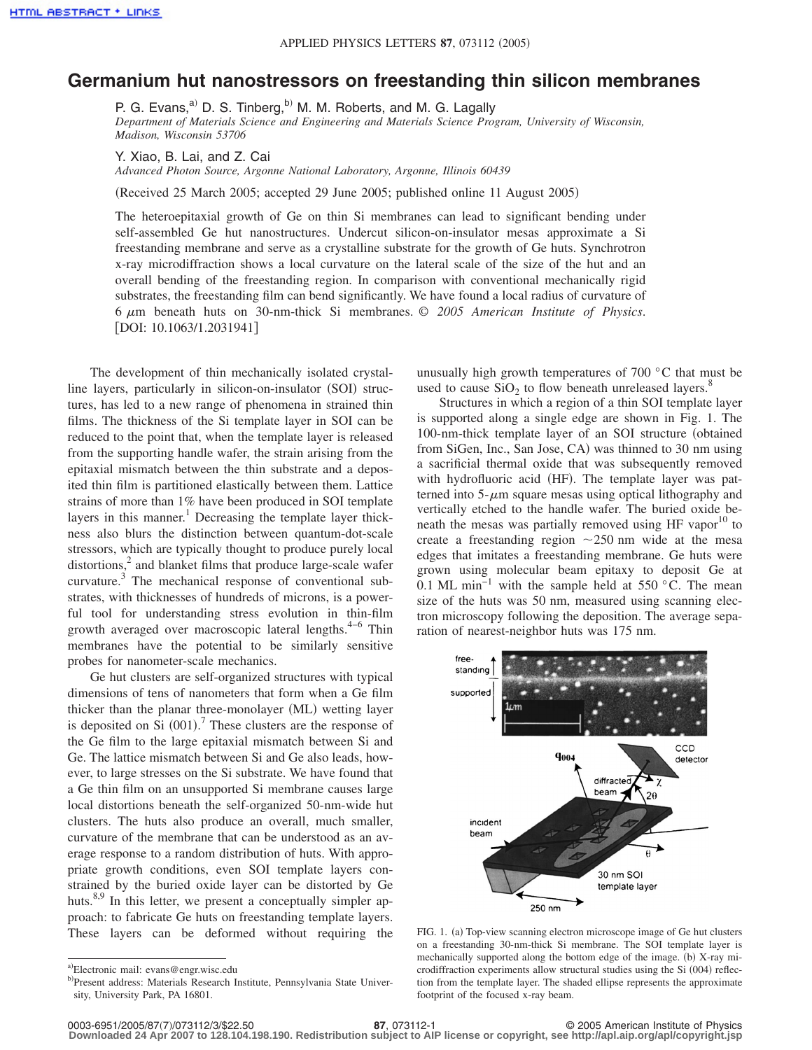# Germanium hut nanostressors on freestanding thin silicon membranes

P. G. Evans,[a] D. S. Tinberg,[b] M. M. Roberts, and M. G. Lagally

*Department of Materials Science and Engineering and Materials Science Program, University of Wisconsin, Madison, Wisconsin 53706*

Y. Xiao, B. Lai, and Z. Cai

*Advanced Photon Source, Argonne National Laboratory, Argonne, Illinois 60439*

(Received 25 March 2005; accepted 29 June 2005; published online 11 August 2005)

The heteroepitaxial growth of Ge on thin Si membranes can lead to significant bending under self-assembled Ge hut nanostructures. Undercut silicon-on-insulator mesas approximate a Si freestanding membrane and serve as a crystalline substrate for the growth of Ge huts. Synchrotron x-ray microdiffraction shows a local curvature on the lateral scale of the size of the hut and an overall bending of the freestanding region. In comparison with conventional mechanically rigid substrates, the freestanding film can bend significantly. We have found a local radius of curvature of 6 $\mu$m beneath huts on 30-nm-thick Si membranes. © *2005 American Institute of Physics*. [DOI: 10.1063/1.2031941]

The development of thin mechanically isolated crystalline layers, particularly in silicon-on-insulator (SOI) structures, has led to a new range of phenomena in strained thin films. The thickness of the Si template layer in SOI can be reduced to the point that, when the template layer is released from the supporting handle wafer, the strain arising from the epitaxial mismatch between the thin substrate and a deposited thin film is partitioned elastically between them. Lattice strains of more than 1% have been produced in SOI template layers in this manner.[1] Decreasing the template layer thickness also blurs the distinction between quantum-dot-scale stressors, which are typically thought to produce purely local distortions,[2] and blanket films that produce large-scale wafer curvature.[3] The mechanical response of conventional substrates, with thicknesses of hundreds of microns, is a powerful tool for understanding stress evolution in thin-film growth averaged over macroscopic lateral lengths.[4–6] Thin membranes have the potential to be similarly sensitive probes for nanometer-scale mechanics.

Ge hut clusters are self-organized structures with typical dimensions of tens of nanometers that form when a Ge film thicker than the planar three-monolayer (ML) wetting layer is deposited on Si (001).[7] These clusters are the response of the Ge film to the large epitaxial mismatch between Si and Ge. The lattice mismatch between Si and Ge also leads, however, to large stresses on the Si substrate. We have found that a Ge thin film on an unsupported Si membrane causes large local distortions beneath the self-organized 50-nm-wide hut clusters. The huts also produce an overall, much smaller, curvature of the membrane that can be understood as an average response to a random distribution of huts. With appropriate growth conditions, even SOI template layers constrained by the buried oxide layer can be distorted by Ge huts.[8,9] In this letter, we present a conceptually simpler approach: to fabricate Ge huts on freestanding template layers. These layers can be deformed without requiring the unusually high growth temperatures of 700 °C that must be used to cause $SiO_2$ to flow beneath unreleased layers.[8]

Structures in which a region of a thin SOI template layer is supported along a single edge are shown in Fig. 1. The 100-nm-thick template layer of an SOI structure (obtained from SiGen, Inc., San Jose, CA) was thinned to 30 nm using a sacrificial thermal oxide that was subsequently removed with hydrofluoric acid (HF). The template layer was patterned into 5-$\mu$m square mesas using optical lithography and vertically etched to the handle wafer. The buried oxide beneath the mesas was partially removed using HF vapor[10] to create a freestanding region ~250 nm wide at the mesa edges that imitates a freestanding membrane. Ge huts were grown using molecular beam epitaxy to deposit Ge at 0.1 ML min$^{-1}$ with the sample held at 550 °C. The mean size of the huts was 50 nm, measured using scanning electron microscopy following the deposition. The average separation of nearest-neighbor huts was 175 nm.

FIG. 1. (a) Top-view scanning electron microscope image of Ge hut clusters on a freestanding 30-nm-thick Si membrane. The SOI template layer is mechanically supported along the bottom edge of the image. (b) X-ray microdiffraction experiments allow structural studies using the Si (004) reflection from the template layer. The shaded ellipse represents the approximate footprint of the focused x-ray beam.

[a]Electronic mail: evans@engr.wisc.edu

[b]Present address: Materials Research Institute, Pennsylvania State University, University Park, PA 16801.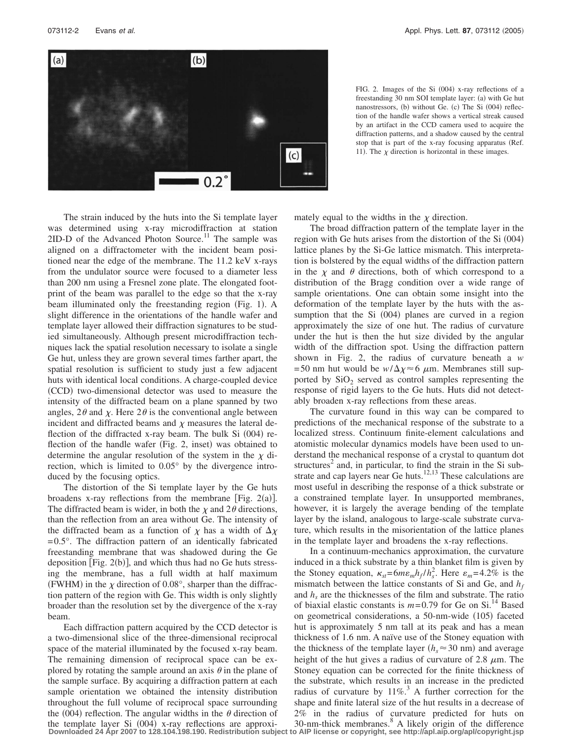FIG. 2. Images of the Si (004) x-ray reflections of a freestanding 30 nm SOI template layer: (a) with Ge hut nanostressors, (b) without Ge. (c) The Si (004) reflection of the handle wafer shows a vertical streak caused by an artifact in the CCD camera used to acquire the diffraction patterns, and a shadow caused by the central stop that is part of the x-ray focusing apparatus (Ref. 11). The $\chi$ direction is horizontal in these images.

The strain induced by the huts into the Si template layer was determined using x-ray microdiffraction at station 2ID-D of the Advanced Photon Source.[11] The sample was aligned on a diffractometer with the incident beam positioned near the edge of the membrane. The 11.2 keV x-rays from the undulator source were focused to a diameter less than 200 nm using a Fresnel zone plate. The elongated footprint of the beam was parallel to the edge so that the x-ray beam illuminated only the freestanding region (Fig. 1). A slight difference in the orientations of the handle wafer and template layer allowed their diffraction signatures to be studied simultaneously. Although present microdiffraction techniques lack the spatial resolution necessary to isolate a single Ge hut, unless they are grown several times farther apart, the spatial resolution is sufficient to study just a few adjacent huts with identical local conditions. A charge-coupled device (CCD) two-dimensional detector was used to measure the intensity of the diffracted beam on a plane spanned by two angles, $2\theta$ and $\chi$. Here $2\theta$ is the conventional angle between incident and diffracted beams and $\chi$ measures the lateral deflection of the diffracted x-ray beam. The bulk Si (004) reflection of the handle wafer (Fig. 2, inset) was obtained to determine the angular resolution of the system in the $\chi$ direction, which is limited to 0.05° by the divergence introduced by the focusing optics.

The distortion of the Si template layer by the Ge huts broadens x-ray reflections from the membrane [Fig. 2(a)]. The diffracted beam is wider, in both the $\chi$ and $2\theta$ directions, than the reflection from an area without Ge. The intensity of the diffracted beam as a function of $\chi$ has a width of $\Delta\chi = 0.5°$. The diffraction pattern of an identically fabricated freestanding membrane that was shadowed during the Ge deposition [Fig. 2(b)], and which thus had no Ge huts stressing the membrane, has a full width at half maximum (FWHM) in the $\chi$ direction of 0.08°, sharper than the diffraction pattern of the region with Ge. This width is only slightly broader than the resolution set by the divergence of the x-ray beam.

Each diffraction pattern acquired by the CCD detector is a two-dimensional slice of the three-dimensional reciprocal space of the material illuminated by the focused x-ray beam. The remaining dimension of reciprocal space can be explored by rotating the sample around an axis $\theta$ in the plane of the sample surface. By acquiring a diffraction pattern at each sample orientation we obtained the intensity distribution throughout the full volume of reciprocal space surrounding the (004) reflection. The angular widths in the $\theta$ direction of the template layer Si (004) x-ray reflections are approximately equal to the widths in the $\chi$ direction.

The broad diffraction pattern of the template layer in the region with Ge huts arises from the distortion of the Si (004) lattice planes by the Si-Ge lattice mismatch. This interpretation is bolstered by the equal widths of the diffraction pattern in the $\chi$ and $\theta$ directions, both of which correspond to a distribution of the Bragg condition over a wide range of sample orientations. One can obtain some insight into the deformation of the template layer by the huts with the assumption that the Si (004) planes are curved in a region approximately the size of one hut. The radius of curvature under the hut is then the hut size divided by the angular width of the diffraction spot. Using the diffraction pattern shown in Fig. 2, the radius of curvature beneath a $w = 50$ nm hut would be $w/\Delta\chi \approx 6$ $\mu$m. Membranes still supported by $SiO_2$ served as control samples representing the response of rigid layers to the Ge huts. Huts did not detectably broaden x-ray reflections from these areas.

The curvature found in this way can be compared to predictions of the mechanical response of the substrate to a localized stress. Continuum finite-element calculations and atomistic molecular dynamics models have been used to understand the mechanical response of a crystal to quantum dot structures[2] and, in particular, to find the strain in the Si substrate and cap layers near Ge huts.[12,13] These calculations are most useful in describing the response of a thick substrate or a constrained template layer. In unsupported membranes, however, it is largely the average bending of the template layer by the island, analogous to large-scale substrate curvature, which results in the misorientation of the lattice planes in the template layer and broadens the x-ray reflections.

In a continuum-mechanics approximation, the curvature induced in a thick substrate by a thin blanket film is given by the Stoney equation, $\kappa_{st} = 6m\varepsilon_m h_f / h_s^2$. Here $\varepsilon_m = 4.2\%$ is the mismatch between the lattice constants of Si and Ge, and $h_f$ and $h_s$ are the thicknesses of the film and substrate. The ratio of biaxial elastic constants is $m = 0.79$ for Ge on Si.[14] Based on geometrical considerations, a 50-nm-wide (105) faceted hut is approximately 5 nm tall at its peak and has a mean thickness of 1.6 nm. A naïve use of the Stoney equation with the thickness of the template layer ($h_s \approx 30$ nm) and average height of the hut gives a radius of curvature of 2.8 $\mu$m. The Stoney equation can be corrected for the finite thickness of the substrate, which results in an increase in the predicted radius of curvature by 11%.[3] A further correction for the shape and finite lateral size of the hut results in a decrease of 2% in the radius of curvature predicted for huts on 30-nm-thick membranes.[8] A likely origin of the difference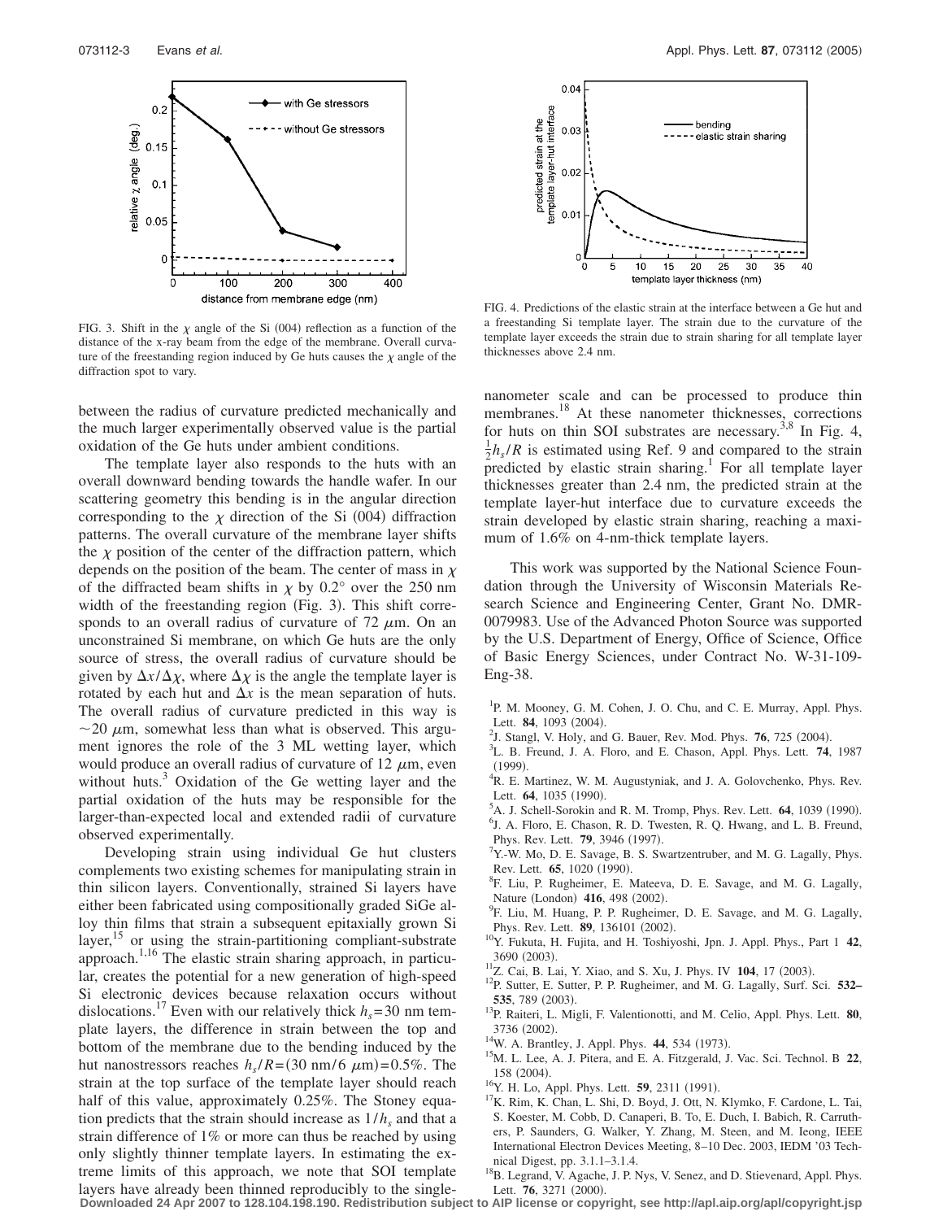relative χ angle (deg.)

0.2

0.15

0.1

0.05

0

0 100 200 300 400

distance from membrane edge (nm)

with Ge stressors

without Ge stressors

FIG. 3. Shift in the $\chi$ angle of the Si (004) reflection as a function of the distance of the x-ray beam from the edge of the membrane. Overall curvature of the freestanding region induced by Ge huts causes the $\chi$ angle of the diffraction spot to vary.

predicted strain at the template layer-hut interface

0.04

0.03

0.02

0.01

0

0 5 10 15 20 25 30 35 40

template layer thickness (nm)

bending

elastic strain sharing

FIG. 4. Predictions of the elastic strain at the interface between a Ge hut and a freestanding Si template layer. The strain due to the curvature of the template layer exceeds the strain due to strain sharing for all template layer thicknesses above 2.4 nm.

between the radius of curvature predicted mechanically and the much larger experimentally observed value is the partial oxidation of the Ge huts under ambient conditions.

The template layer also responds to the huts with an overall downward bending towards the handle wafer. In our scattering geometry this bending is in the angular direction corresponding to the $\chi$ direction of the Si (004) diffraction patterns. The overall curvature of the membrane layer shifts the $\chi$ position of the center of the diffraction pattern, which depends on the position of the beam. The center of mass in $\chi$ of the diffracted beam shifts in $\chi$ by 0.2° over the 250 nm width of the freestanding region (Fig. 3). This shift corresponds to an overall radius of curvature of 72 $\mu$m. On an unconstrained Si membrane, on which Ge huts are the only source of stress, the overall radius of curvature should be given by $\Delta x/\Delta\chi$, where $\Delta\chi$ is the angle the template layer is rotated by each hut and $\Delta x$ is the mean separation of huts. The overall radius of curvature predicted in this way is $\sim$20 $\mu$m, somewhat less than what is observed. This argument ignores the role of the 3 ML wetting layer, which would produce an overall radius of curvature of 12 $\mu$m, even without huts.[3] Oxidation of the Ge wetting layer and the partial oxidation of the huts may be responsible for the larger-than-expected local and extended radii of curvature observed experimentally.

Developing strain using individual Ge hut clusters complements two existing schemes for manipulating strain in thin silicon layers. Conventionally, strained Si layers have either been fabricated using compositionally graded SiGe alloy thin films that strain a subsequent epitaxially grown Si layer,[15] or using the strain-partitioning compliant-substrate approach.[1,16] The elastic strain sharing approach, in particular, creates the potential for a new generation of high-speed Si electronic devices because relaxation occurs without dislocations.[17] Even with our relatively thick $h_s$=30 nm template layers, the difference in strain between the top and bottom of the membrane due to the bending induced by the hut nanostressors reaches $h_s/R$=(30 nm/6 $\mu$m)=0.5%. The strain at the top surface of the template layer should reach half of this value, approximately 0.25%. The Stoney equation predicts that the strain should increase as $1/h_s$ and that a strain difference of 1% or more can thus be reached by using only slightly thinner template layers. In estimating the extreme limits of this approach, we note that SOI template layers have already been thinned reproducibly to the single-nanometer scale and can be processed to produce thin membranes.[18] At these nanometer thicknesses, corrections for huts on thin SOI substrates are necessary.[3,8] In Fig. 4, $\frac{1}{2}h_s/R$ is estimated using Ref. 9 and compared to the strain predicted by elastic strain sharing.[1] For all template layer thicknesses greater than 2.4 nm, the predicted strain at the template layer-hut interface due to curvature exceeds the strain developed by elastic strain sharing, reaching a maximum of 1.6% on 4-nm-thick template layers.

This work was supported by the National Science Foundation through the University of Wisconsin Materials Research Science and Engineering Center, Grant No. DMR-0079983. Use of the Advanced Photon Source was supported by the U.S. Department of Energy, Office of Science, Office of Basic Energy Sciences, under Contract No. W-31-109-Eng-38.

[1] P. M. Mooney, G. M. Cohen, J. O. Chu, and C. E. Murray, Appl. Phys. Lett. **84**, 1093 (2004).

[2] J. Stangl, V. Holy, and G. Bauer, Rev. Mod. Phys. **76**, 725 (2004).

[3] L. B. Freund, J. A. Floro, and E. Chason, Appl. Phys. Lett. **74**, 1987 (1999).

[4] R. E. Martinez, W. M. Augustyniak, and J. A. Golovchenko, Phys. Rev. Lett. **64**, 1035 (1990).

[5] A. J. Schell-Sorokin and R. M. Tromp, Phys. Rev. Lett. **64**, 1039 (1990).

[6] J. A. Floro, E. Chason, R. D. Twesten, R. Q. Hwang, and L. B. Freund, Phys. Rev. Lett. **79**, 3946 (1997).

[7] Y.-W. Mo, D. E. Savage, B. S. Swartzentruber, and M. G. Lagally, Phys. Rev. Lett. **65**, 1020 (1990).

[8] F. Liu, P. Rugheimer, E. Mateeva, D. E. Savage, and M. G. Lagally, Nature (London) **416**, 498 (2002).

[9] F. Liu, M. Huang, P. P. Rugheimer, D. E. Savage, and M. G. Lagally, Phys. Rev. Lett. **89**, 136101 (2002).

[10] Y. Fukuta, H. Fujita, and H. Toshiyoshi, Jpn. J. Appl. Phys., Part 1 **42**, 3690 (2003).

[11] Z. Cai, B. Lai, Y. Xiao, and S. Xu, J. Phys. IV **104**, 17 (2003).

[12] P. Sutter, E. Sutter, P. P. Rugheimer, and M. G. Lagally, Surf. Sci. **532–535**, 789 (2003).

[13] P. Raiteri, L. Migli, F. Valentionotti, and M. Celio, Appl. Phys. Lett. **80**, 3736 (2002).

[14] W. A. Brantley, J. Appl. Phys. **44**, 534 (1973).

[15] M. L. Lee, A. J. Pitera, and E. A. Fitzgerald, J. Vac. Sci. Technol. B **22**, 158 (2004).

[16] Y. H. Lo, Appl. Phys. Lett. **59**, 2311 (1991).

[17] K. Rim, K. Chan, L. Shi, D. Boyd, J. Ott, N. Klymko, F. Cardone, L. Tai, S. Koester, M. Cobb, D. Canaperi, B. To, E. Duch, I. Babich, R. Carruthers, P. Saunders, G. Walker, Y. Zhang, M. Steen, and M. Ieong, IEEE International Electron Devices Meeting, 8–10 Dec. 2003, IEDM '03 Technical Digest, pp. 3.1.1–3.1.4.

[18] B. Legrand, V. Agache, J. P. Nys, V. Senez, and D. Stievenard, Appl. Phys. Lett. **76**, 3271 (2000).